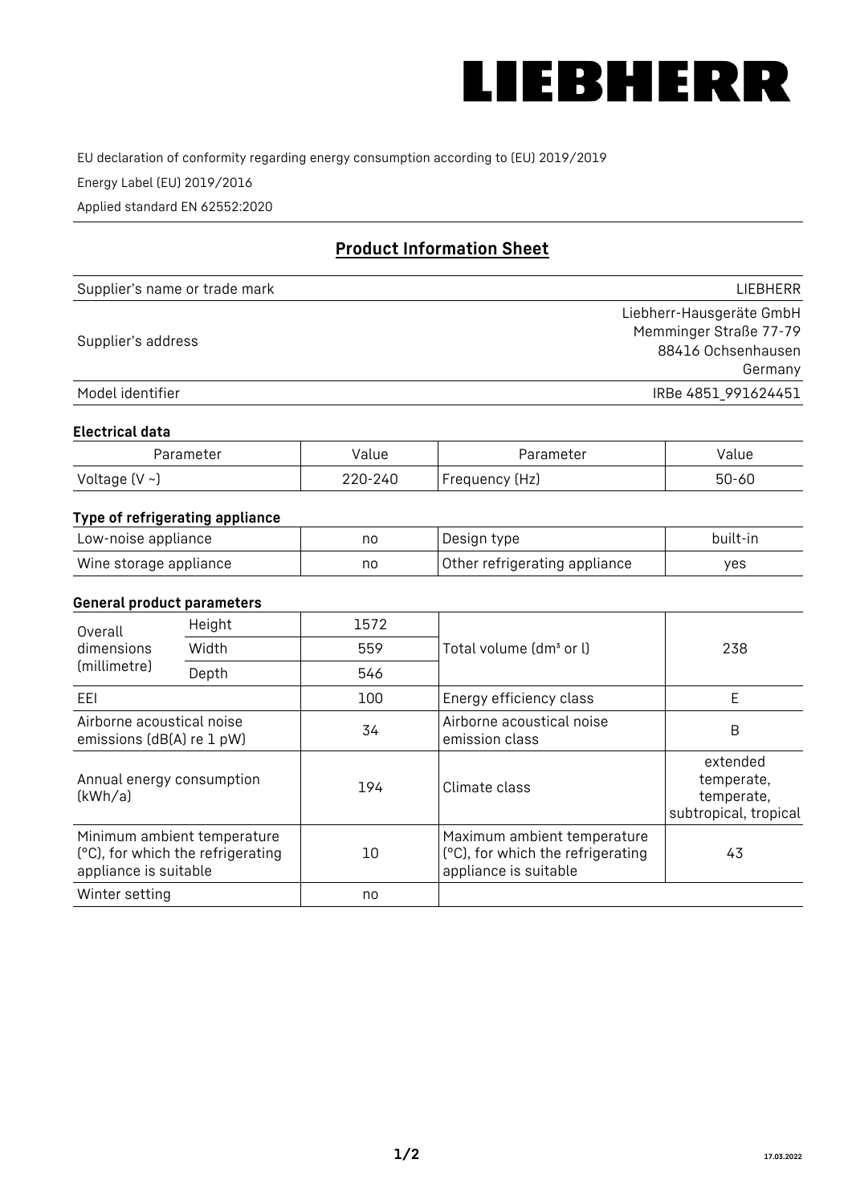# LIEBHERR

EU declaration of conformity regarding energy consumption according to (EU) 2019/2019

Energy Label (EU) 2019/2016

Applied standard EN 62552:2020

## Product Information Sheet

| | |
|---|---|
| Supplier's name or trade mark | LIEBHERR |
| Supplier's address | Liebherr-Hausgeräte GmbH<br>Memminger Straße 77-79<br>88416 Ochsenhausen<br>Germany |
| Model identifier | IRBe 4851_991624451 |

### Electrical data

| Parameter | Value | Parameter | Value |
|---|---|---|---|
| Voltage (V ~) | 220-240 | Frequency (Hz) | 50-60 |

### Type of refrigerating appliance

| | | | |
|---|---|---|---|
| Low-noise appliance | no | Design type | built-in |
| Wine storage appliance | no | Other refrigerating appliance | yes |

### General product parameters

| | | | | |
|---|---|---|---|---|
| Overall dimensions (millimetre) | Height | 1572 | Total volume (dm³ or l) | 238 |
| | Width | 559 | | |
| | Depth | 546 | | |
| EEI | | 100 | Energy efficiency class | E |
| Airborne acoustical noise emissions (dB(A) re 1 pW) | | 34 | Airborne acoustical noise emission class | B |
| Annual energy consumption (kWh/a) | | 194 | Climate class | extended temperate, temperate, subtropical, tropical |
| Minimum ambient temperature (°C), for which the refrigerating appliance is suitable | | 10 | Maximum ambient temperature (°C), for which the refrigerating appliance is suitable | 43 |
| Winter setting | | no | | |

17.03.2022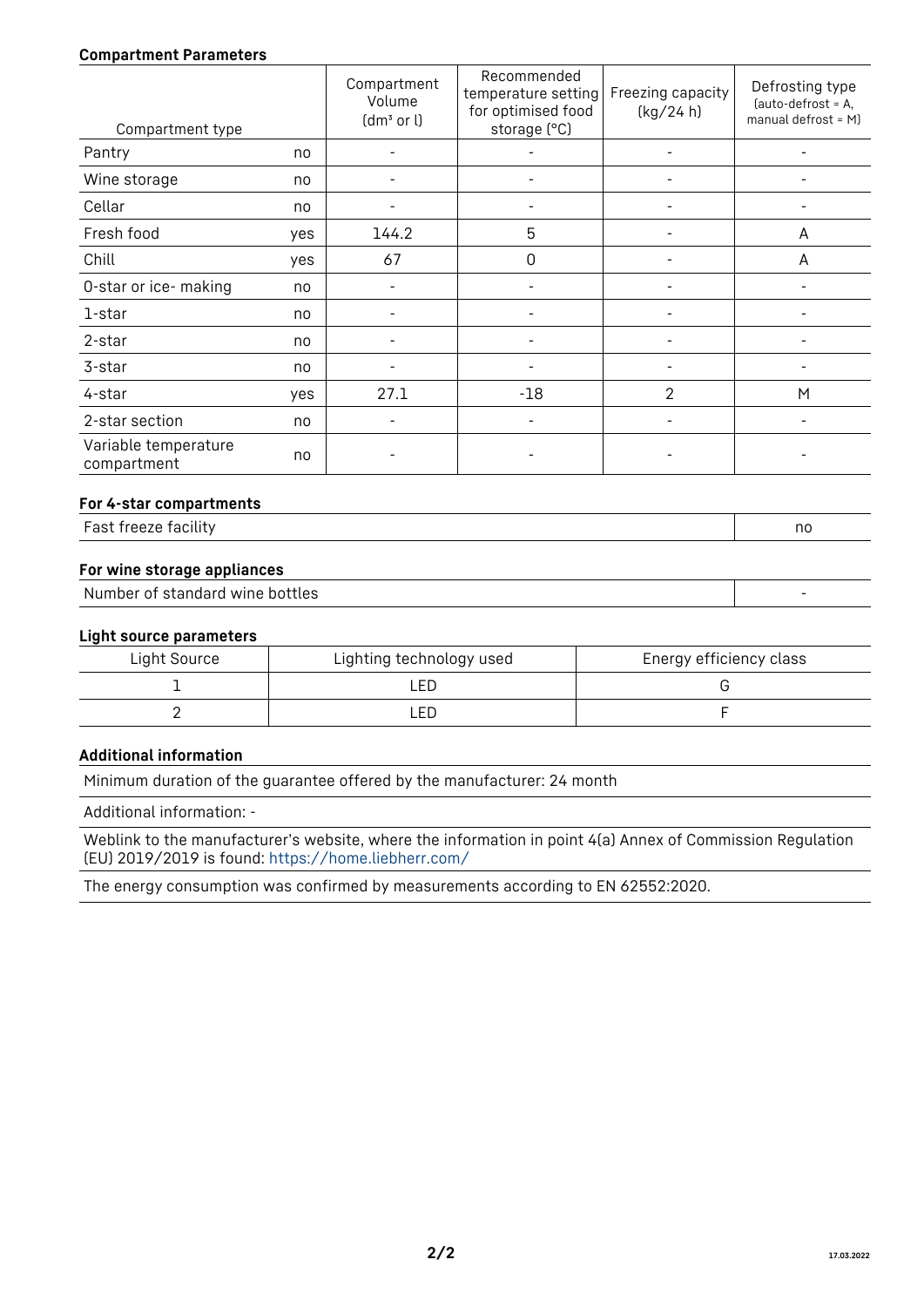**Compartment Parameters**

| Compartment type | | Compartment Volume (dm³ or l) | Recommended temperature setting for optimised food storage (°C) | Freezing capacity (kg/24 h) | Defrosting type (auto-defrost = A, manual defrost = M) |
|---|---|---|---|---|---|
| Pantry | no | - | - | - | - |
| Wine storage | no | - | - | - | - |
| Cellar | no | - | - | - | - |
| Fresh food | yes | 144.2 | 5 | - | A |
| Chill | yes | 67 | 0 | - | A |
| 0-star or ice- making | no | - | - | - | - |
| 1-star | no | - | - | - | - |
| 2-star | no | - | - | - | - |
| 3-star | no | - | - | - | - |
| 4-star | yes | 27.1 | -18 | 2 | M |
| 2-star section | no | - | - | - | - |
| Variable temperature compartment | no | - | - | - | - |

**For 4-star compartments**

| | |
|---|---|
| Fast freeze facility | no |

**For wine storage appliances**

| | |
|---|---|
| Number of standard wine bottles | - |

**Light source parameters**

| Light Source | Lighting technology used | Energy efficiency class |
|---|---|---|
| 1 | LED | G |
| 2 | LED | F |

**Additional information**

Minimum duration of the guarantee offered by the manufacturer: 24 month

Additional information: -

Weblink to the manufacturer's website, where the information in point 4(a) Annex of Commission Regulation (EU) 2019/2019 is found: https://home.liebherr.com/

The energy consumption was confirmed by measurements according to EN 62552:2020.

17.03.2022